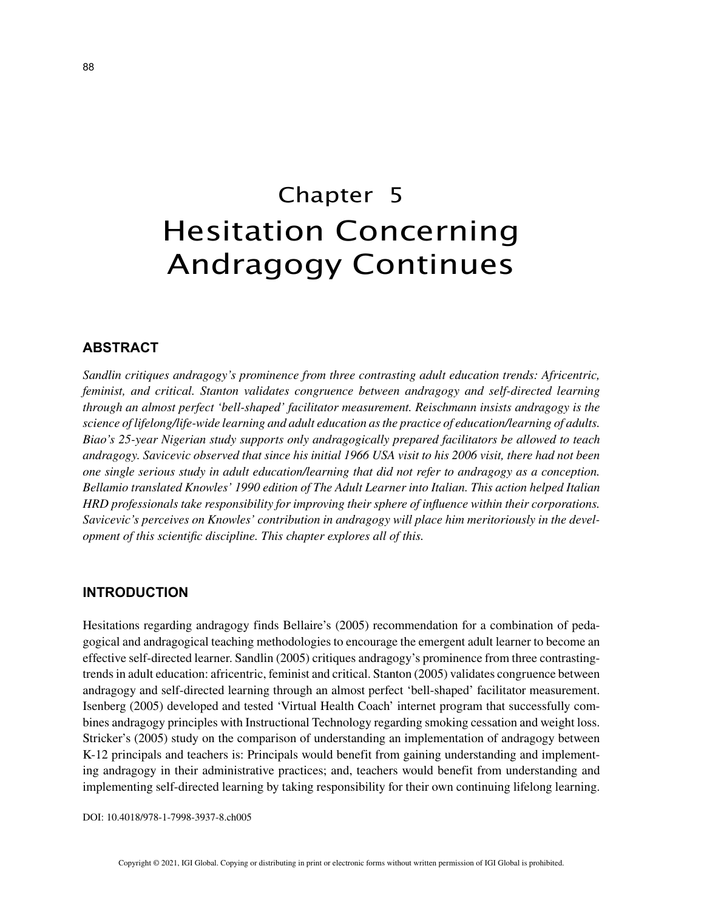# Chapter 5
# Hesitation Concerning Andragogy Continues

## ABSTRACT

*Sandlin critiques andragogy's prominence from three contrasting adult education trends: Africentric, feminist, and critical. Stanton validates congruence between andragogy and self-directed learning through an almost perfect 'bell-shaped' facilitator measurement. Reischmann insists andragogy is the science of lifelong/life-wide learning and adult education as the practice of education/learning of adults. Biao's 25-year Nigerian study supports only andragogically prepared facilitators be allowed to teach andragogy. Savicevic observed that since his initial 1966 USA visit to his 2006 visit, there had not been one single serious study in adult education/learning that did not refer to andragogy as a conception. Bellamio translated Knowles' 1990 edition of The Adult Learner into Italian. This action helped Italian HRD professionals take responsibility for improving their sphere of influence within their corporations. Savicevic's perceives on Knowles' contribution in andragogy will place him meritoriously in the development of this scientific discipline. This chapter explores all of this.*

## INTRODUCTION

Hesitations regarding andragogy finds Bellaire's (2005) recommendation for a combination of pedagogical and andragogical teaching methodologies to encourage the emergent adult learner to become an effective self-directed learner. Sandlin (2005) critiques andragogy's prominence from three contrasting-trends in adult education: africentric, feminist and critical. Stanton (2005) validates congruence between andragogy and self-directed learning through an almost perfect 'bell-shaped' facilitator measurement. Isenberg (2005) developed and tested 'Virtual Health Coach' internet program that successfully combines andragogy principles with Instructional Technology regarding smoking cessation and weight loss. Stricker's (2005) study on the comparison of understanding an implementation of andragogy between K-12 principals and teachers is: Principals would benefit from gaining understanding and implementing andragogy in their administrative practices; and, teachers would benefit from understanding and implementing self-directed learning by taking responsibility for their own continuing lifelong learning.

DOI: 10.4018/978-1-7998-3937-8.ch005

Copyright © 2021, IGI Global. Copying or distributing in print or electronic forms without written permission of IGI Global is prohibited.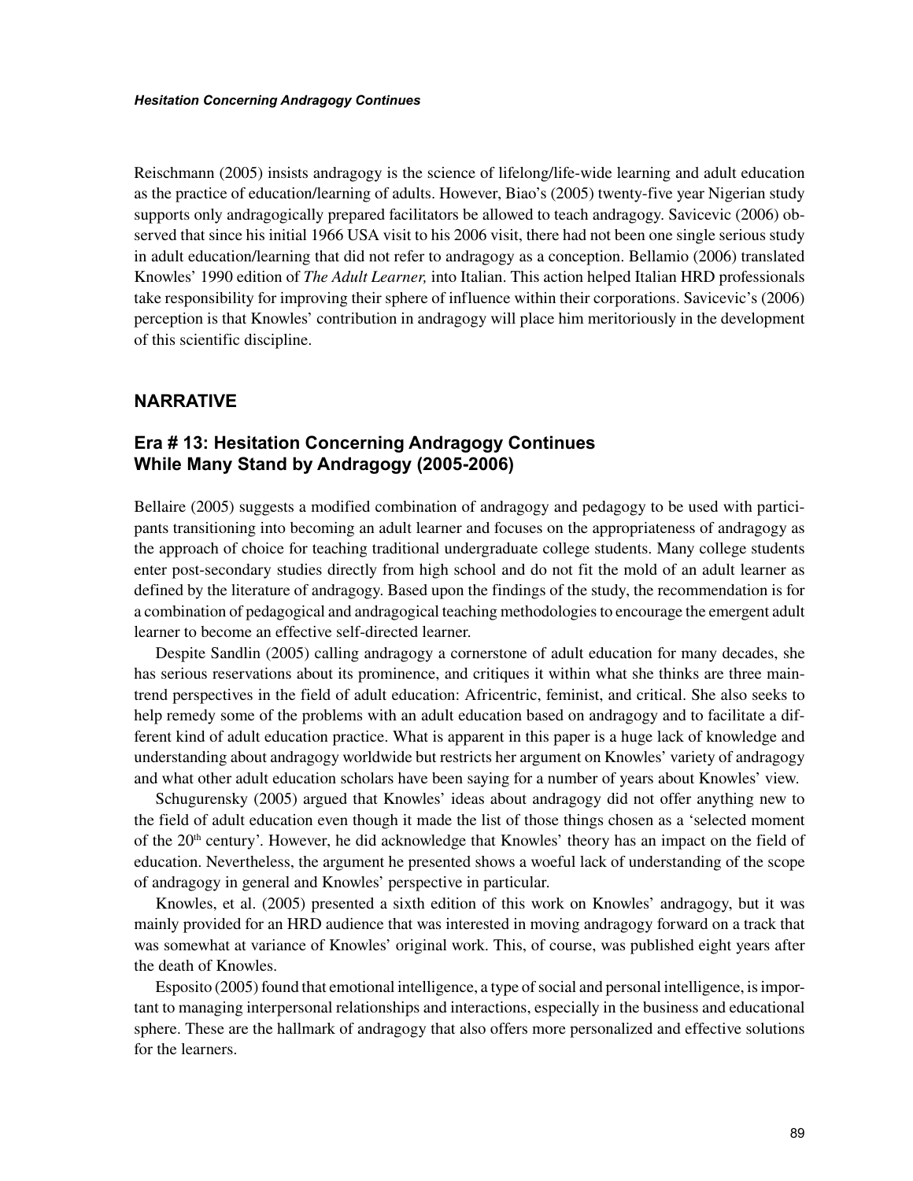Reischmann (2005) insists andragogy is the science of lifelong/life-wide learning and adult education as the practice of education/learning of adults. However, Biao's (2005) twenty-five year Nigerian study supports only andragogically prepared facilitators be allowed to teach andragogy. Savicevic (2006) observed that since his initial 1966 USA visit to his 2006 visit, there had not been one single serious study in adult education/learning that did not refer to andragogy as a conception. Bellamio (2006) translated Knowles' 1990 edition of *The Adult Learner,* into Italian. This action helped Italian HRD professionals take responsibility for improving their sphere of influence within their corporations. Savicevic's (2006) perception is that Knowles' contribution in andragogy will place him meritoriously in the development of this scientific discipline.

## NARRATIVE

### Era # 13: Hesitation Concerning Andragogy Continues While Many Stand by Andragogy (2005-2006)

Bellaire (2005) suggests a modified combination of andragogy and pedagogy to be used with participants transitioning into becoming an adult learner and focuses on the appropriateness of andragogy as the approach of choice for teaching traditional undergraduate college students. Many college students enter post-secondary studies directly from high school and do not fit the mold of an adult learner as defined by the literature of andragogy. Based upon the findings of the study, the recommendation is for a combination of pedagogical and andragogical teaching methodologies to encourage the emergent adult learner to become an effective self-directed learner.

Despite Sandlin (2005) calling andragogy a cornerstone of adult education for many decades, she has serious reservations about its prominence, and critiques it within what she thinks are three main-trend perspectives in the field of adult education: Africentric, feminist, and critical. She also seeks to help remedy some of the problems with an adult education based on andragogy and to facilitate a different kind of adult education practice. What is apparent in this paper is a huge lack of knowledge and understanding about andragogy worldwide but restricts her argument on Knowles' variety of andragogy and what other adult education scholars have been saying for a number of years about Knowles' view.

Schugurensky (2005) argued that Knowles' ideas about andragogy did not offer anything new to the field of adult education even though it made the list of those things chosen as a 'selected moment of the 20th century'. However, he did acknowledge that Knowles' theory has an impact on the field of education. Nevertheless, the argument he presented shows a woeful lack of understanding of the scope of andragogy in general and Knowles' perspective in particular.

Knowles, et al. (2005) presented a sixth edition of this work on Knowles' andragogy, but it was mainly provided for an HRD audience that was interested in moving andragogy forward on a track that was somewhat at variance of Knowles' original work. This, of course, was published eight years after the death of Knowles.

Esposito (2005) found that emotional intelligence, a type of social and personal intelligence, is important to managing interpersonal relationships and interactions, especially in the business and educational sphere. These are the hallmark of andragogy that also offers more personalized and effective solutions for the learners.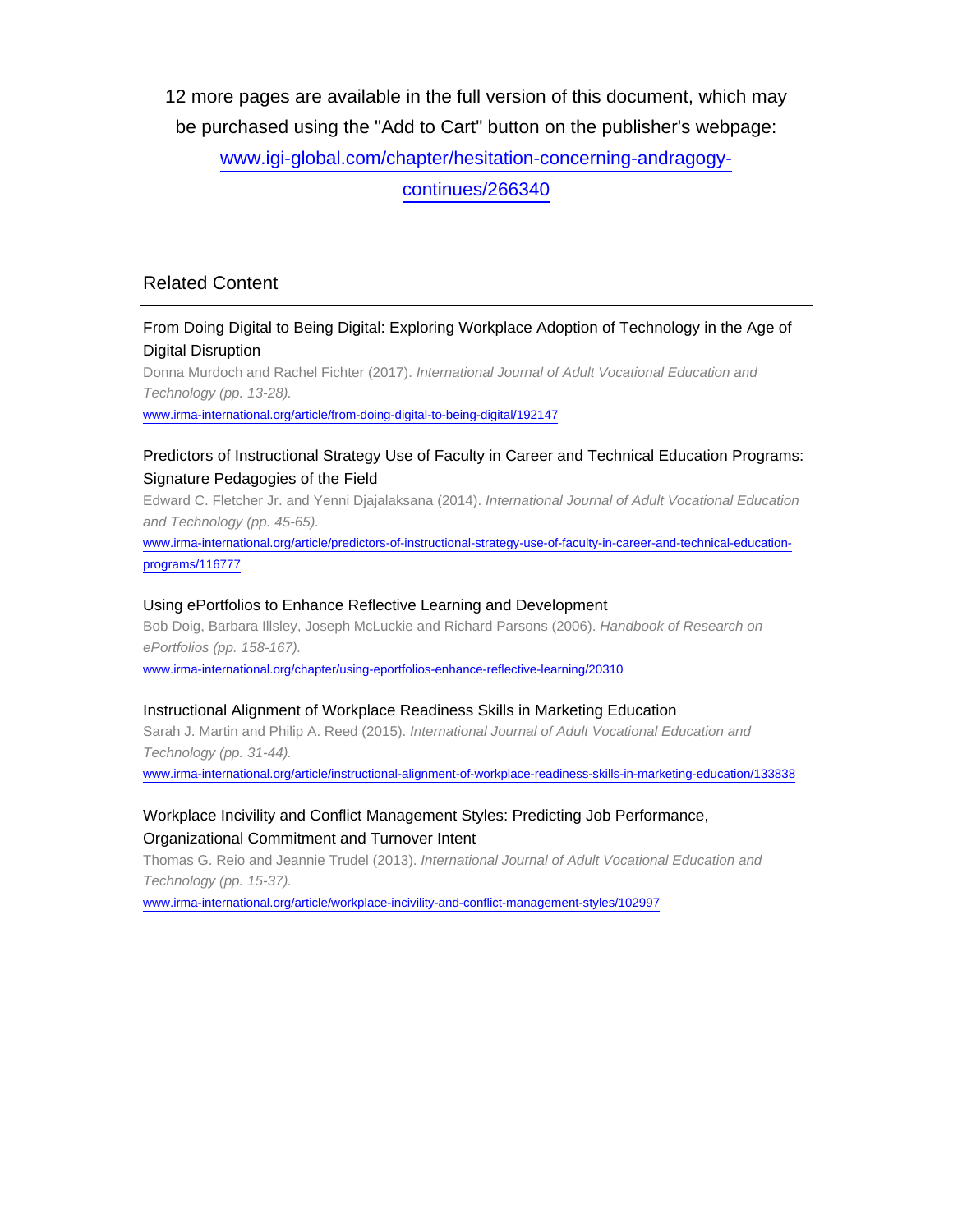12 more pages are available in the full version of this document, which may be purchased using the "Add to Cart" button on the publisher's webpage: [www.igi-global.com/chapter/hesitation-concerning-andragogy-continues/266340](www.igi-global.com/chapter/hesitation-concerning-andragogy-continues/266340)

## Related Content

From Doing Digital to Being Digital: Exploring Workplace Adoption of Technology in the Age of Digital Disruption
Donna Murdoch and Rachel Fichter (2017). *International Journal of Adult Vocational Education and Technology (pp. 13-28).*
[www.irma-international.org/article/from-doing-digital-to-being-digital/192147](www.irma-international.org/article/from-doing-digital-to-being-digital/192147)

Predictors of Instructional Strategy Use of Faculty in Career and Technical Education Programs: Signature Pedagogies of the Field
Edward C. Fletcher Jr. and Yenni Djajalaksana (2014). *International Journal of Adult Vocational Education and Technology (pp. 45-65).*
[www.irma-international.org/article/predictors-of-instructional-strategy-use-of-faculty-in-career-and-technical-education-programs/116777](www.irma-international.org/article/predictors-of-instructional-strategy-use-of-faculty-in-career-and-technical-education-programs/116777)

Using ePortfolios to Enhance Reflective Learning and Development
Bob Doig, Barbara Illsley, Joseph McLuckie and Richard Parsons (2006). *Handbook of Research on ePortfolios (pp. 158-167).*
[www.irma-international.org/chapter/using-eportfolios-enhance-reflective-learning/20310](www.irma-international.org/chapter/using-eportfolios-enhance-reflective-learning/20310)

Instructional Alignment of Workplace Readiness Skills in Marketing Education
Sarah J. Martin and Philip A. Reed (2015). *International Journal of Adult Vocational Education and Technology (pp. 31-44).*
[www.irma-international.org/article/instructional-alignment-of-workplace-readiness-skills-in-marketing-education/133838](www.irma-international.org/article/instructional-alignment-of-workplace-readiness-skills-in-marketing-education/133838)

Workplace Incivility and Conflict Management Styles: Predicting Job Performance, Organizational Commitment and Turnover Intent
Thomas G. Reio and Jeannie Trudel (2013). *International Journal of Adult Vocational Education and Technology (pp. 15-37).*
[www.irma-international.org/article/workplace-incivility-and-conflict-management-styles/102997](www.irma-international.org/article/workplace-incivility-and-conflict-management-styles/102997)